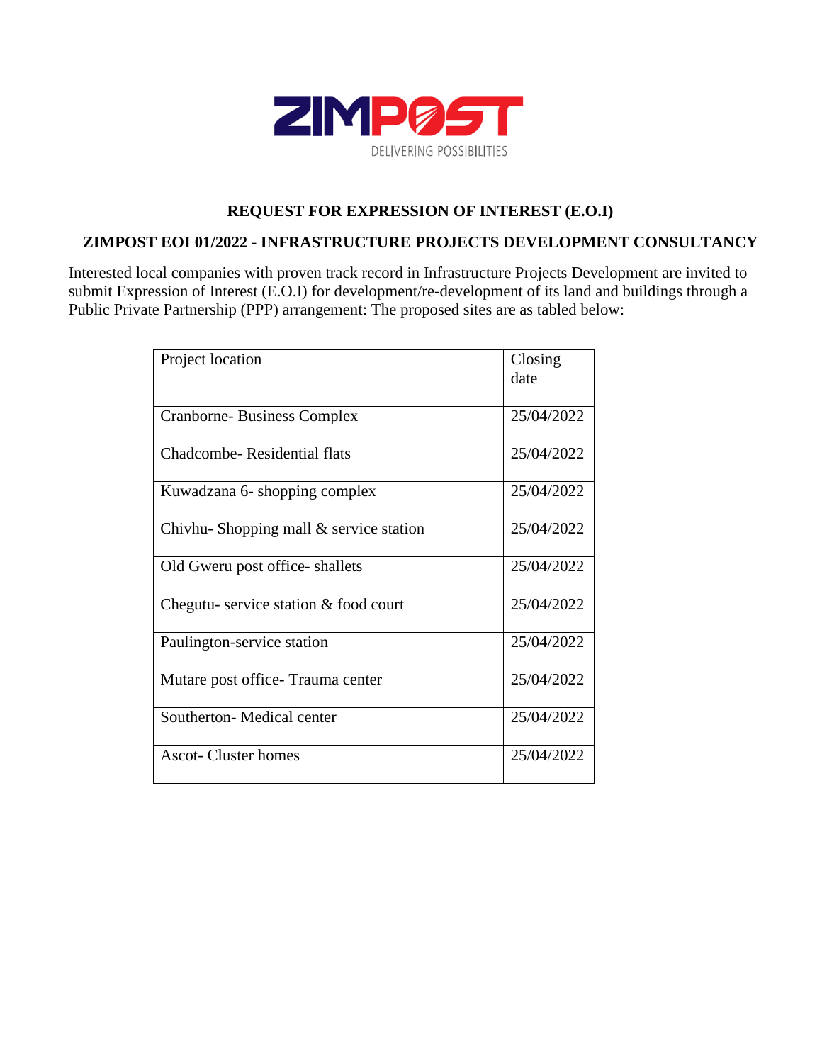ZIMPOST

DELIVERING POSSIBILITIES

## REQUEST FOR EXPRESSION OF INTEREST (E.O.I)

## ZIMPOST EOI 01/2022 - INFRASTRUCTURE PROJECTS DEVELOPMENT CONSULTANCY

Interested local companies with proven track record in Infrastructure Projects Development are invited to submit Expression of Interest (E.O.I) for development/re-development of its land and buildings through a Public Private Partnership (PPP) arrangement: The proposed sites are as tabled below:

| Project location | Closing date |
|---|---|
| Cranborne- Business Complex | 25/04/2022 |
| Chadcombe- Residential flats | 25/04/2022 |
| Kuwadzana 6- shopping complex | 25/04/2022 |
| Chivhu- Shopping mall & service station | 25/04/2022 |
| Old Gweru post office- shallets | 25/04/2022 |
| Chegutu- service station & food court | 25/04/2022 |
| Paulington-service station | 25/04/2022 |
| Mutare post office- Trauma center | 25/04/2022 |
| Southerton- Medical center | 25/04/2022 |
| Ascot- Cluster homes | 25/04/2022 |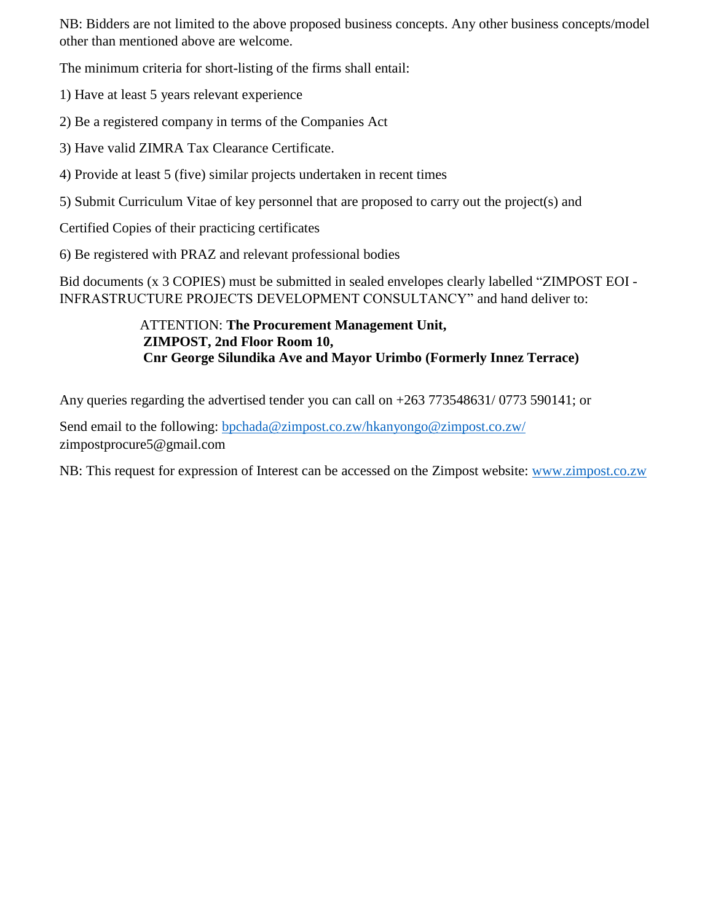NB: Bidders are not limited to the above proposed business concepts. Any other business concepts/model other than mentioned above are welcome.

The minimum criteria for short-listing of the firms shall entail:

1) Have at least 5 years relevant experience

2) Be a registered company in terms of the Companies Act

3) Have valid ZIMRA Tax Clearance Certificate.

4) Provide at least 5 (five) similar projects undertaken in recent times

5) Submit Curriculum Vitae of key personnel that are proposed to carry out the project(s) and

Certified Copies of their practicing certificates

6) Be registered with PRAZ and relevant professional bodies

Bid documents (x 3 COPIES) must be submitted in sealed envelopes clearly labelled "ZIMPOST EOI - INFRASTRUCTURE PROJECTS DEVELOPMENT CONSULTANCY" and hand deliver to:

ATTENTION: **The Procurement Management Unit,**
**ZIMPOST, 2nd Floor Room 10,**
**Cnr George Silundika Ave and Mayor Urimbo (Formerly Innez Terrace)**

Any queries regarding the advertised tender you can call on +263 773548631/ 0773 590141; or

Send email to the following: bpchada@zimpost.co.zw/hkanyongo@zimpost.co.zw/ zimpostprocure5@gmail.com

NB: This request for expression of Interest can be accessed on the Zimpost website: www.zimpost.co.zw